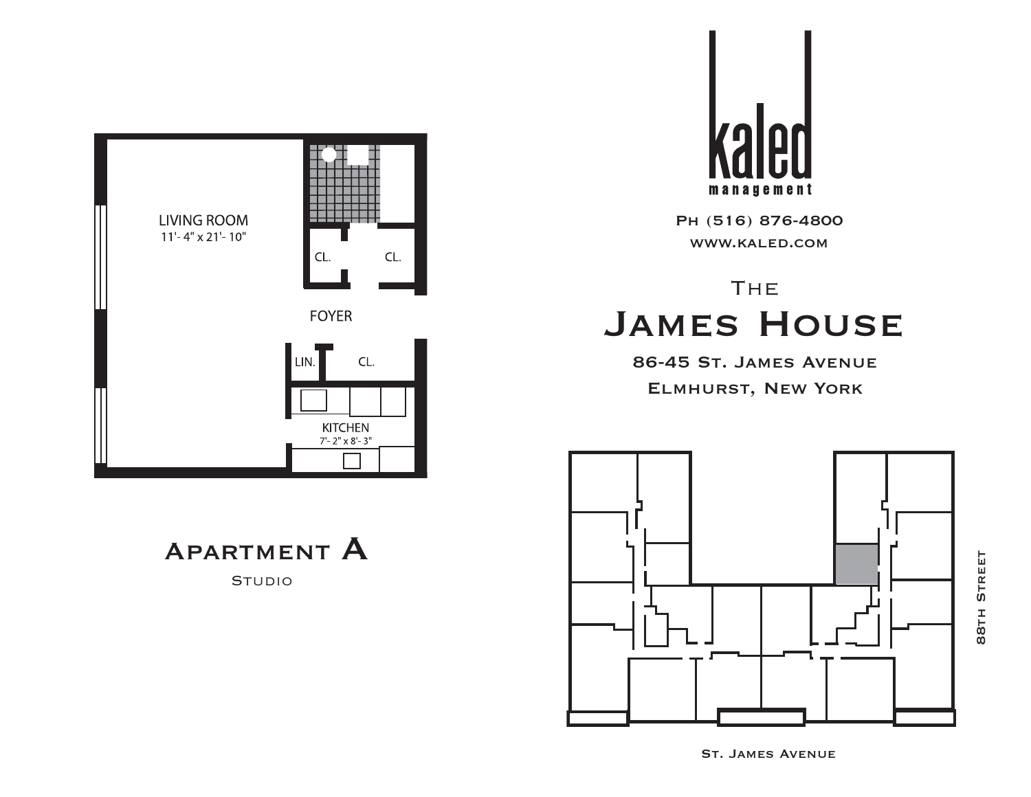LIVING ROOM
11'- 4" x 21'- 10"

CL.

CL.

FOYER

LIN.

CL.

KITCHEN
7'- 2" x 8'- 3"

# Apartment A

Studio

kaled
management

Ph (516) 876-4800

www.kaled.com

The

# James House

86-45 St. James Avenue

Elmhurst, New York

88th Street

St. James Avenue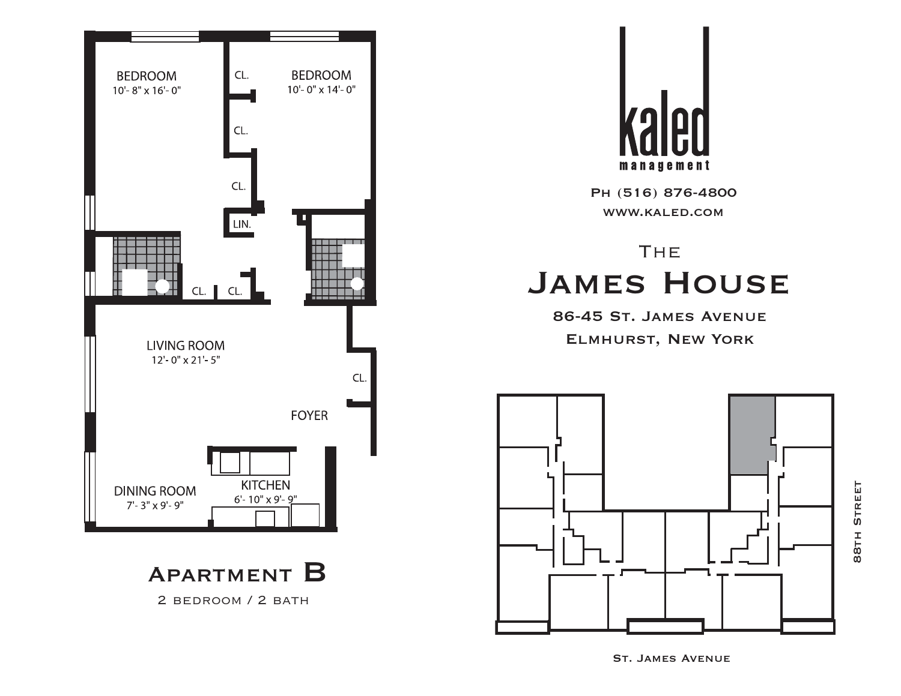# kaled management

Ph (516) 876-4800

www.kaled.com

## The James House

86-45 St. James Avenue

Elmhurst, New York

BEDROOM
10'- 8" x 16'- 0"

CL.

BEDROOM
10'- 0" x 14'- 0"

CL.

CL.

LIN.

CL. CL.

LIVING ROOM
12'- 0" x 21'- 5"

CL.

FOYER

DINING ROOM
7'- 3" x 9'- 9"

KITCHEN
6'- 10" x 9'- 9"

## Apartment B

2 bedroom / 2 bath

88th Street

St. James Avenue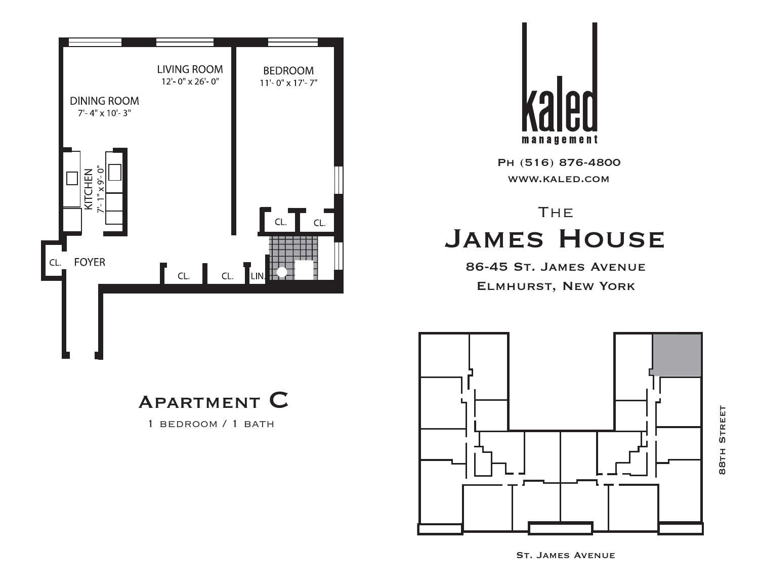LIVING ROOM
12'- 0" x 26'- 0"

BEDROOM
11'- 0" x 17'- 7"

DINING ROOM
7'- 4" x 10'- 3"

KITCHEN
7'- 1" x 9'- 0"

CL.

CL.

CL.

FOYER

CL.

CL.

LIN.

# Apartment C

1 bedroom / 1 bath

kaled management

Ph (516) 876-4800

www.kaled.com

## The James House

86-45 St. James Avenue

Elmhurst, New York

88th Street

St. James Avenue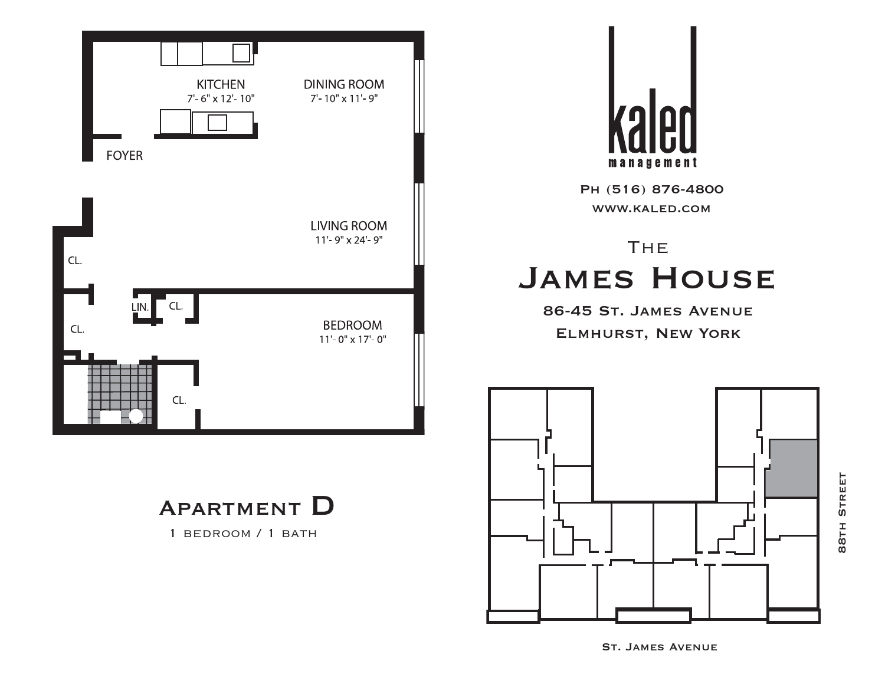KITCHEN
7'- 6" x 12'- 10"

DINING ROOM
7'- 10" x 11'- 9"

FOYER

LIVING ROOM
11'- 9" x 24'- 9"

CL.

LIN.

CL.

CL.

BEDROOM
11'- 0" x 17'- 0"

CL.

# Apartment D

1 bedroom / 1 bath

kaled
management

Ph (516) 876-4800

www.kaled.com

## The James House

86-45 St. James Avenue

Elmhurst, New York

88th Street

St. James Avenue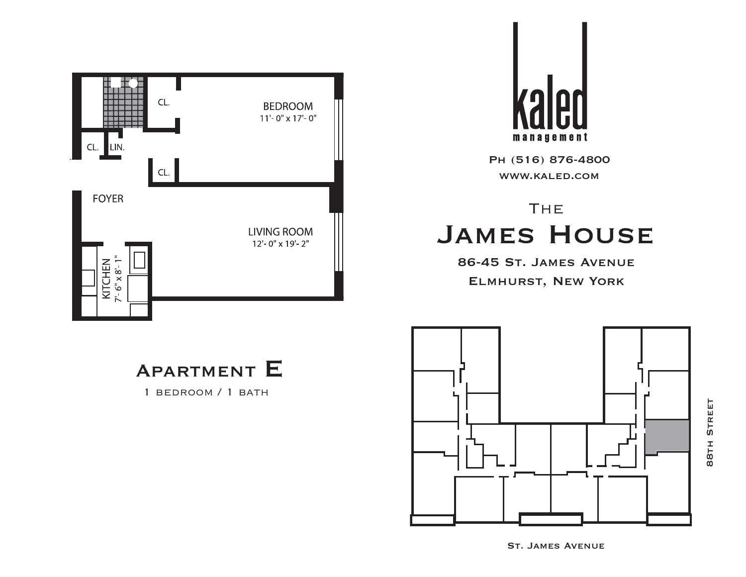CL.

BEDROOM
11'- 0" x 17'- 0"

CL. LIN.

CL.

FOYER

LIVING ROOM
12'- 0" x 19'- 2"

KITCHEN
7'- 6" x 8'- 1"

## Apartment E

1 bedroom / 1 bath

kaled
management

Ph (516) 876-4800

www.kaled.com

The

# James House

86-45 St. James Avenue

Elmhurst, New York

88th Street

St. James Avenue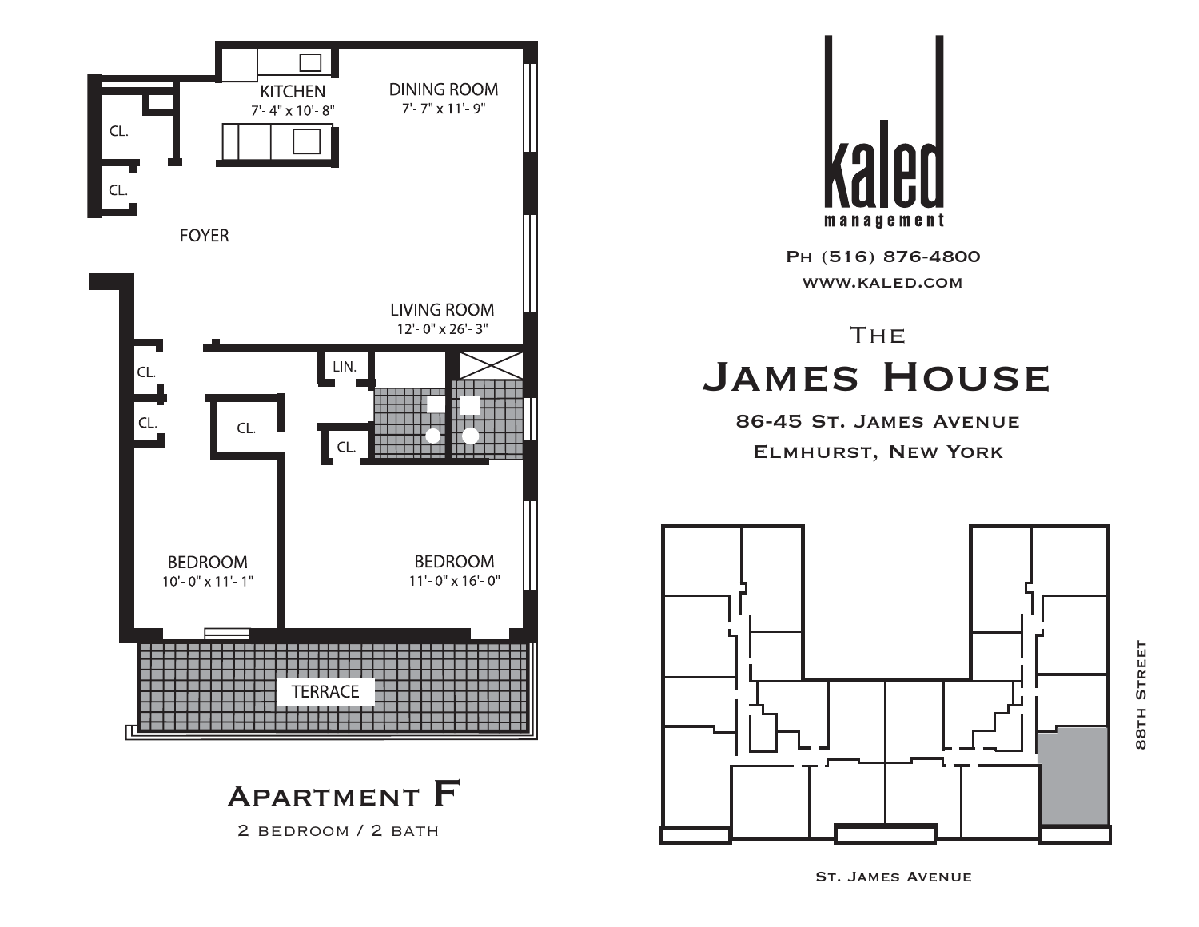# kaled
management

Ph (516) 876-4800

www.kaled.com

## The James House

86-45 St. James Avenue

Elmhurst, New York

KITCHEN
7'- 4" x 10'- 8"

DINING ROOM
7'- 7" x 11'- 9"

CL.

CL.

FOYER

LIVING ROOM
12'- 0" x 26'- 3"

CL.

CL.

CL.

LIN.

CL.

BEDROOM
10'- 0" x 11'- 1"

BEDROOM
11'- 0" x 16'- 0"

TERRACE

## Apartment F

2 bedroom / 2 bath

88th Street

St. James Avenue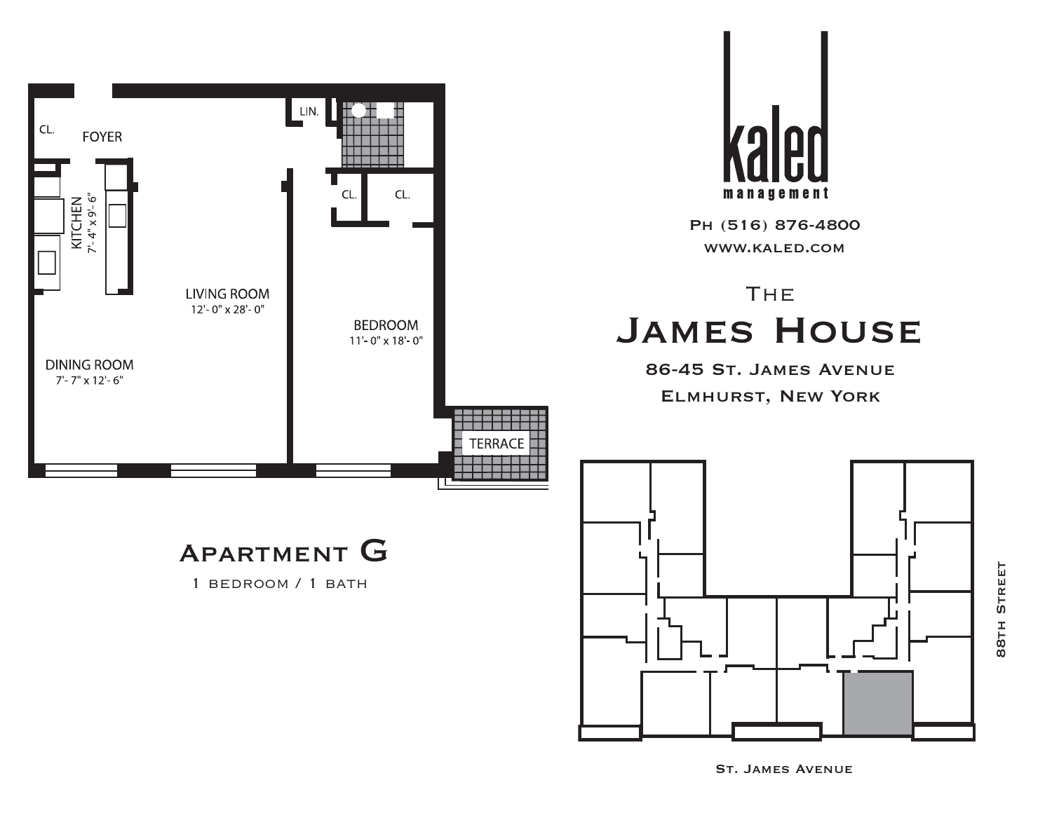CL.

FOYER

LIN.

CL.

CL.

KITCHEN
7'- 4" x 9'- 6"

LIVING ROOM
12'- 0" x 28'- 0"

BEDROOM
11'- 0" x 18'- 0"

DINING ROOM
7'- 7" x 12'- 6"

TERRACE

# Apartment G

1 bedroom / 1 bath

kaled
management

Ph (516) 876-4800

www.kaled.com

## The James House

86-45 St. James Avenue

Elmhurst, New York

88th Street

St. James Avenue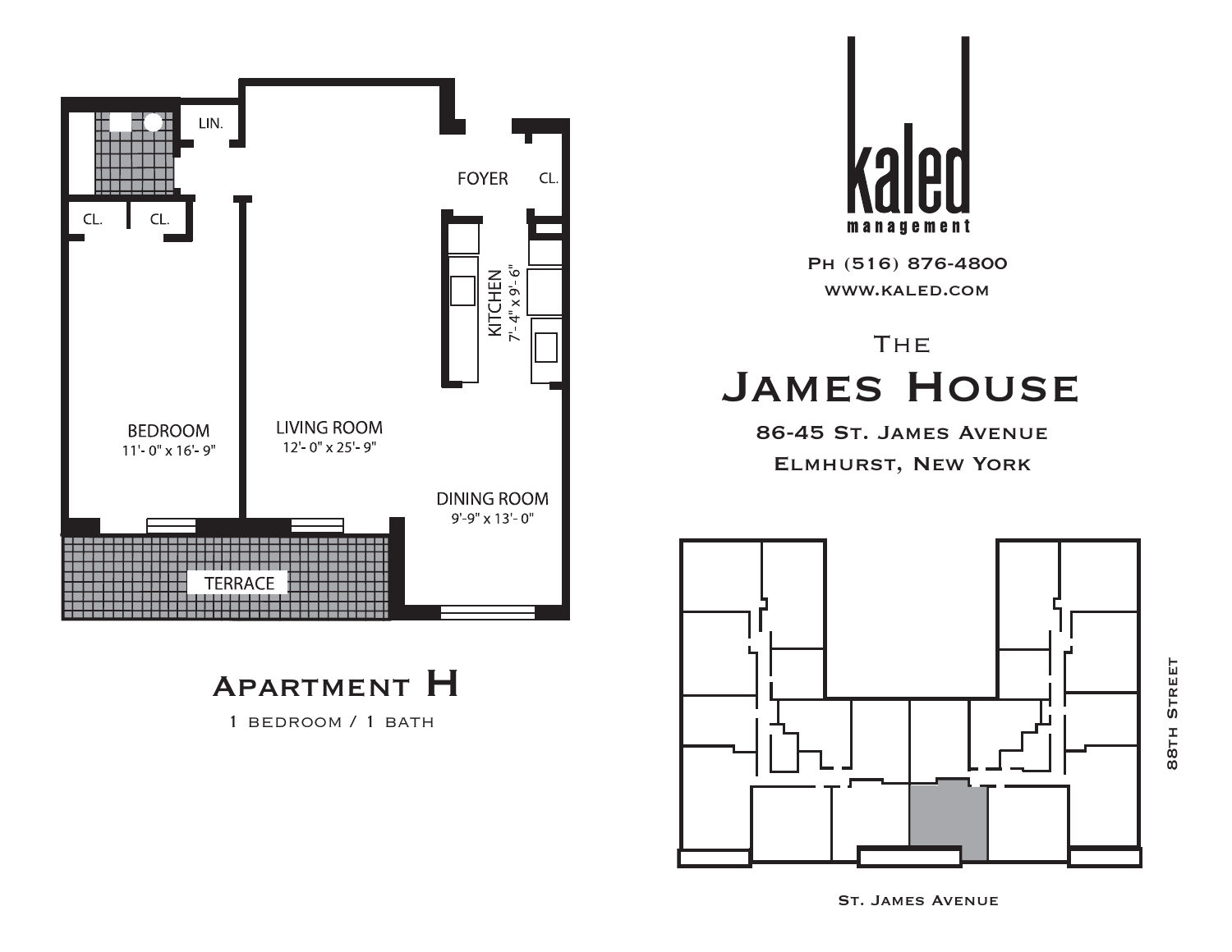LIN.

CL.

CL.

FOYER

CL.

KITCHEN
7'- 4" x 9'- 6"

BEDROOM
11'- 0" x 16'- 9"

LIVING ROOM
12'- 0" x 25'- 9"

DINING ROOM
9'-9" x 13'- 0"

TERRACE

# Apartment H

1 bedroom / 1 bath

kaled
management

Ph (516) 876-4800

www.kaled.com

## The James House

86-45 St. James Avenue

Elmhurst, New York

88th Street

St. James Avenue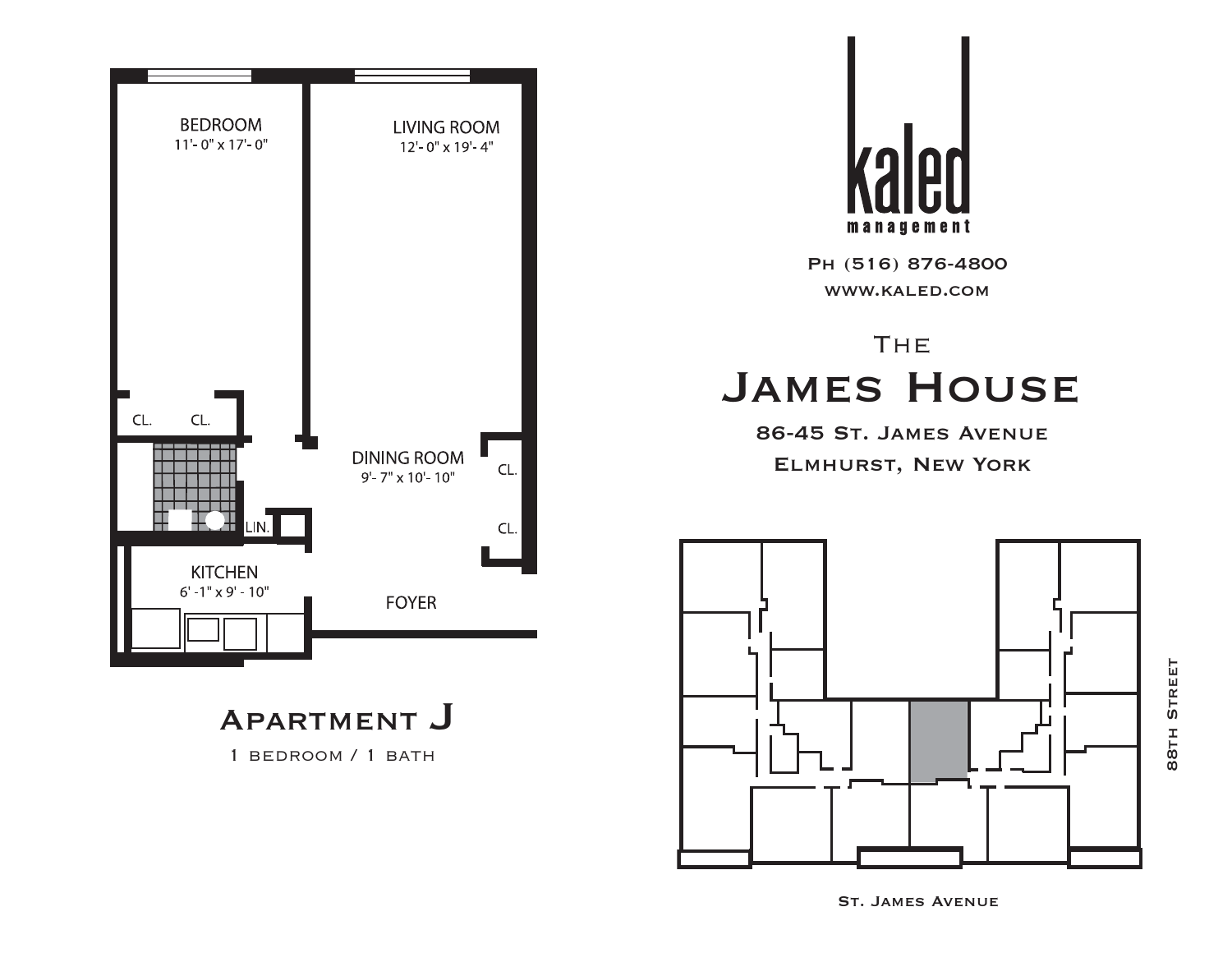BEDROOM
11'- 0" x 17'- 0"

LIVING ROOM
12'- 0" x 19'- 4"

CL. CL.

DINING ROOM
9'- 7" x 10'- 10"

CL.

CL.

LIN.

KITCHEN
6' -1" x 9' - 10"

FOYER

## Apartment J

1 bedroom / 1 bath

kaled
management

Ph (516) 876-4800

www.kaled.com

The

# James House

86-45 St. James Avenue

Elmhurst, New York

88th Street

St. James Avenue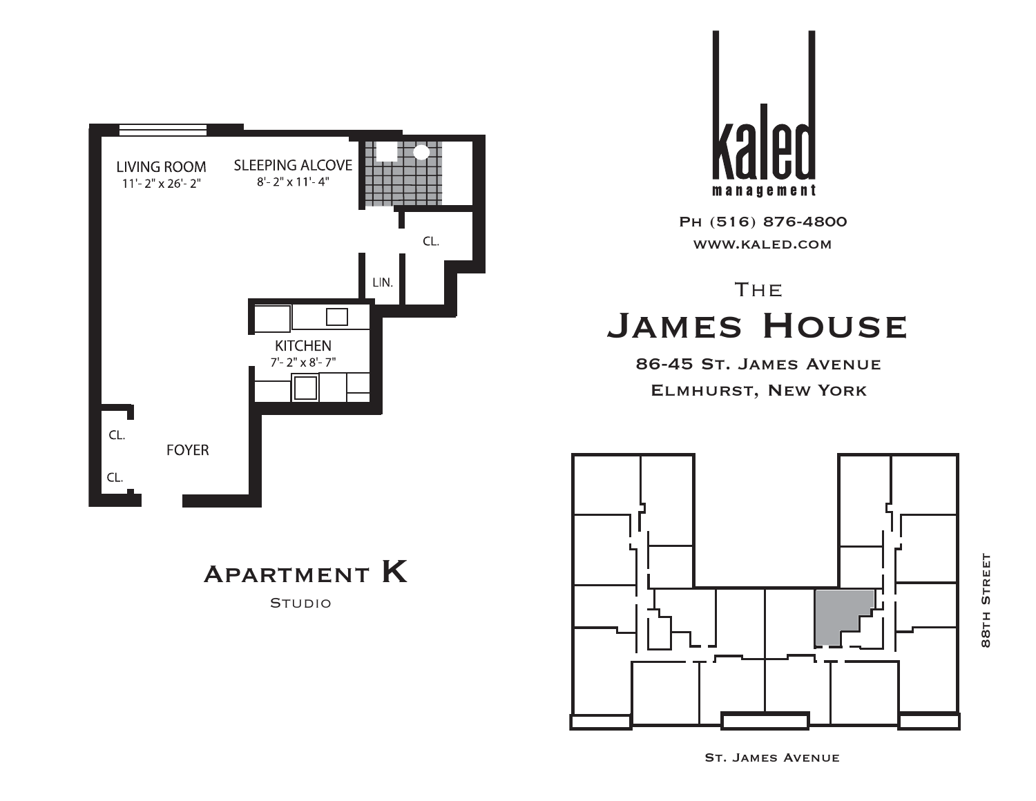LIVING ROOM
11'- 2" x 26'- 2"

SLEEPING ALCOVE
8'- 2" x 11'- 4"

CL.

LIN.

KITCHEN
7'- 2" x 8'- 7"

CL.

FOYER

CL.

# Apartment K

Studio

kaled
management

Ph (516) 876-4800
www.kaled.com

The
# James House

86-45 St. James Avenue
Elmhurst, New York

88th Street

St. James Avenue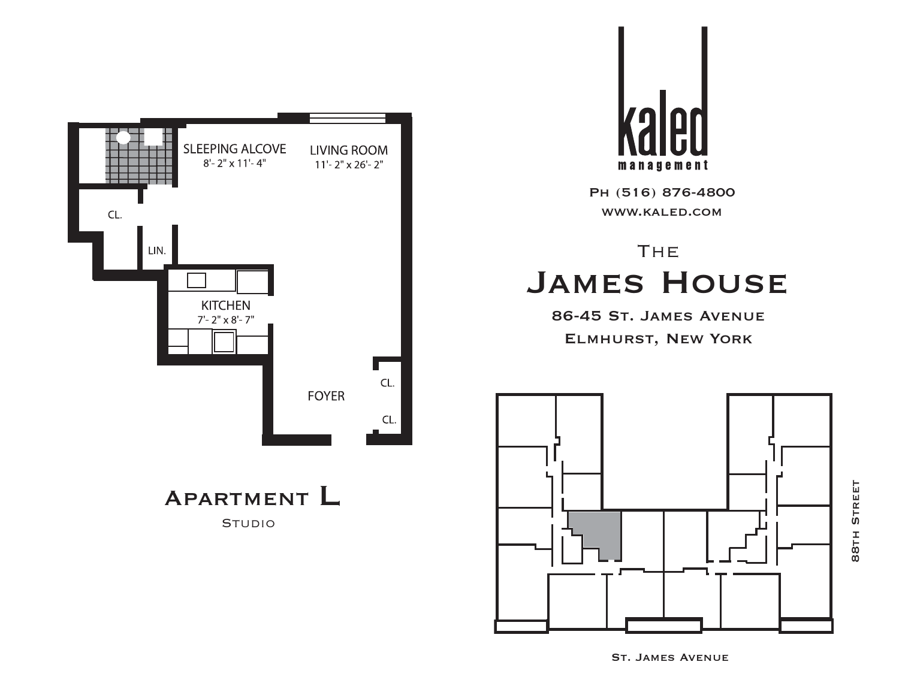SLEEPING ALCOVE
8'- 2" x 11'- 4"

LIVING ROOM
11'- 2" x 26'- 2"

CL.

LIN.

KITCHEN
7'- 2" x 8'- 7"

FOYER

CL.

CL.

# Apartment L

Studio

kaled
management

Ph (516) 876-4800

www.kaled.com

## The James House

86-45 St. James Avenue

Elmhurst, New York

88th Street

St. James Avenue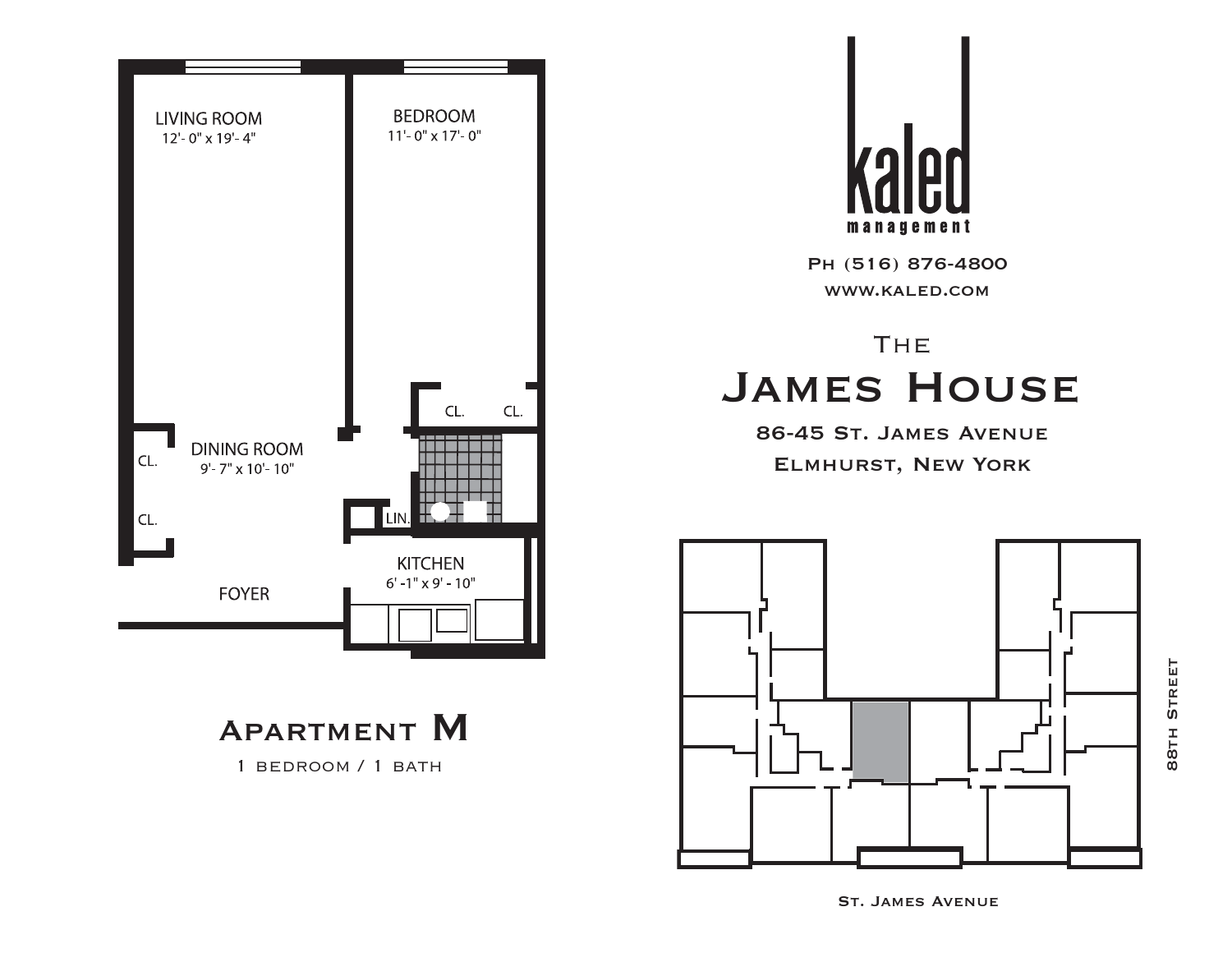LIVING ROOM
12'- 0" x 19'- 4"

BEDROOM
11'- 0" x 17'- 0"

CL. CL.

DINING ROOM
9'- 7" x 10'- 10"

CL.

CL.

LIN.

KITCHEN
6' -1" x 9' - 10"

FOYER

## Apartment M

1 bedroom / 1 bath

kaled
management

Ph (516) 876-4800

www.kaled.com

# The James House

86-45 St. James Avenue

Elmhurst, New York

88th Street

St. James Avenue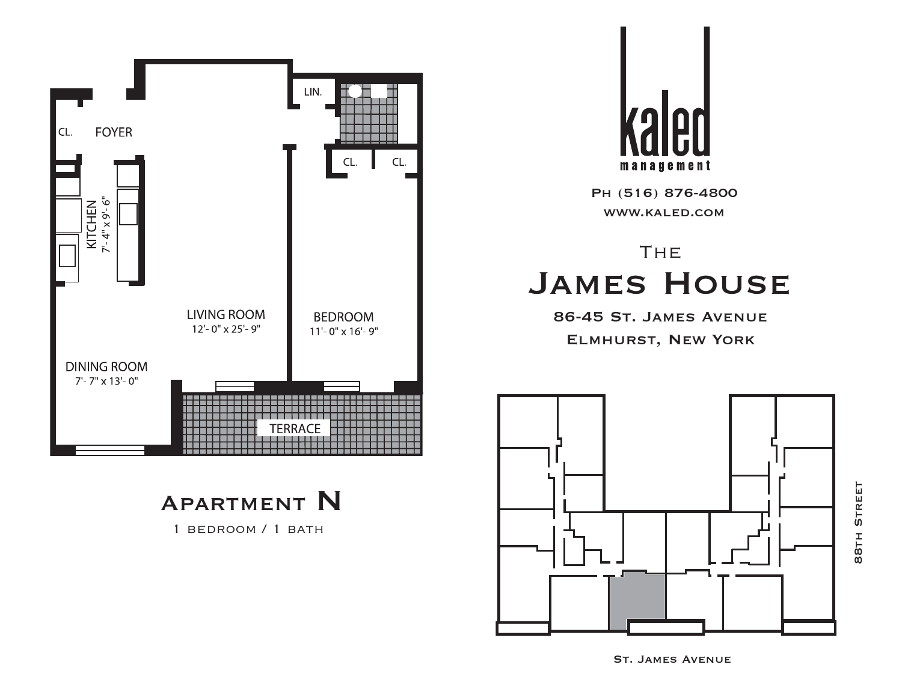# Apartment N

1 bedroom / 1 bath

CL.

FOYER

LIN.

CL. CL.

KITCHEN
7'- 4" x 9'- 6"

LIVING ROOM
12'- 0" x 25'- 9"

BEDROOM
11'- 0" x 16'- 9"

DINING ROOM
7'- 7" x 13'- 0"

TERRACE

kaled
management

Ph (516) 876-4800

www.kaled.com

# The James House

86-45 St. James Avenue

Elmhurst, New York

88th Street

St. James Avenue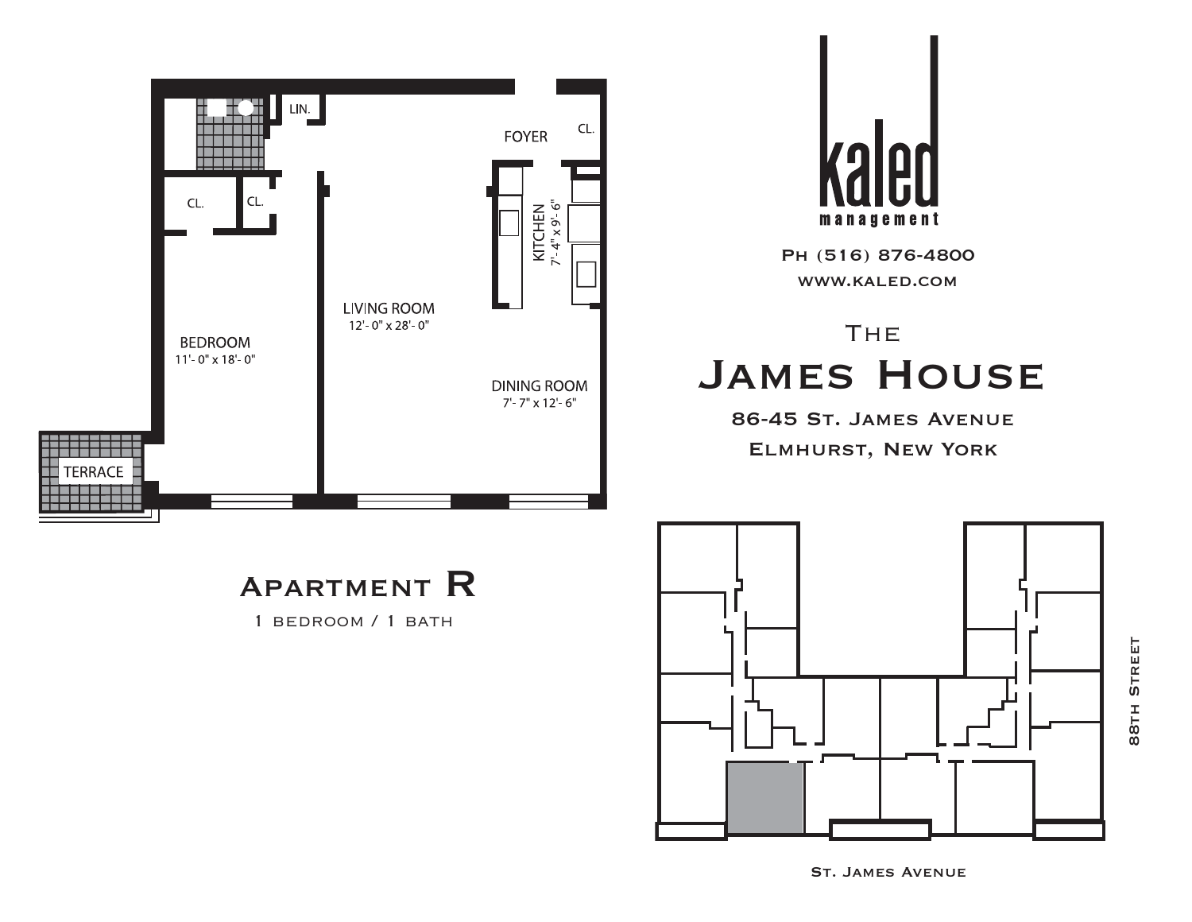LIN.

FOYER

CL.

CL.

CL.

KITCHEN
7'- 4" x 9'- 6"

LIVING ROOM
12'- 0" x 28'- 0"

BEDROOM
11'- 0" x 18'- 0"

DINING ROOM
7'- 7" x 12'- 6"

TERRACE

# Apartment R

1 bedroom / 1 bath

kaled
management

Ph (516) 876-4800
www.kaled.com

## The James House

86-45 St. James Avenue
Elmhurst, New York

88th Street

St. James Avenue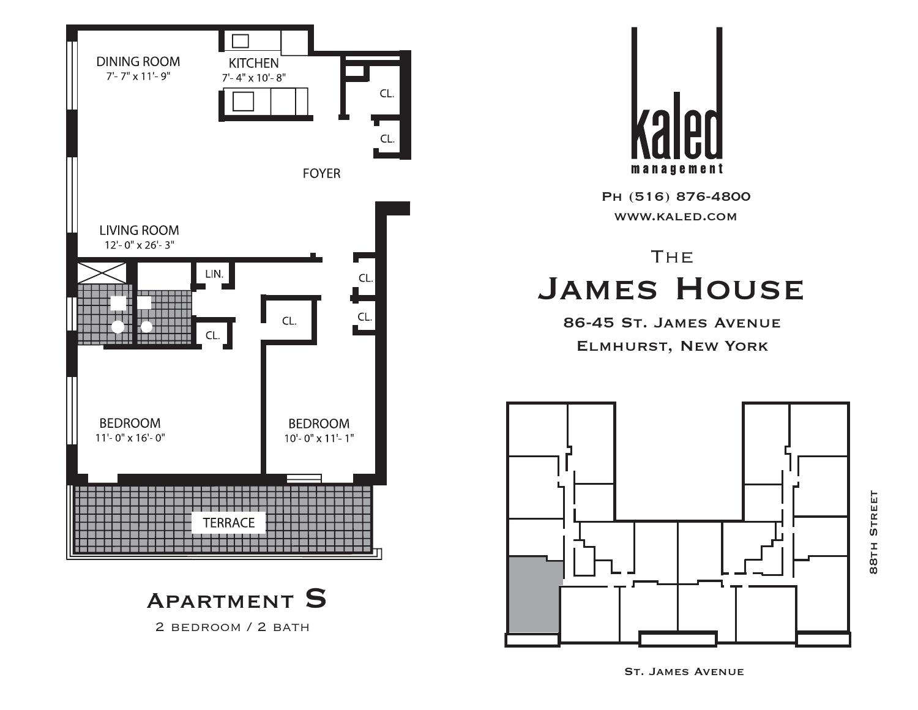DINING ROOM
7'- 7" x 11'- 9"

KITCHEN
7'- 4" x 10'- 8"

CL.

CL.

FOYER

LIVING ROOM
12'- 0" x 26'- 3"

LIN.

CL.

CL.

CL.

CL.

BEDROOM
11'- 0" x 16'- 0"

BEDROOM
10'- 0" x 11'- 1"

TERRACE

# Apartment S

2 bedroom / 2 bath

kaled
management

Ph (516) 876-4800

www.kaled.com

The

# James House

86-45 St. James Avenue

Elmhurst, New York

88th Street

St. James Avenue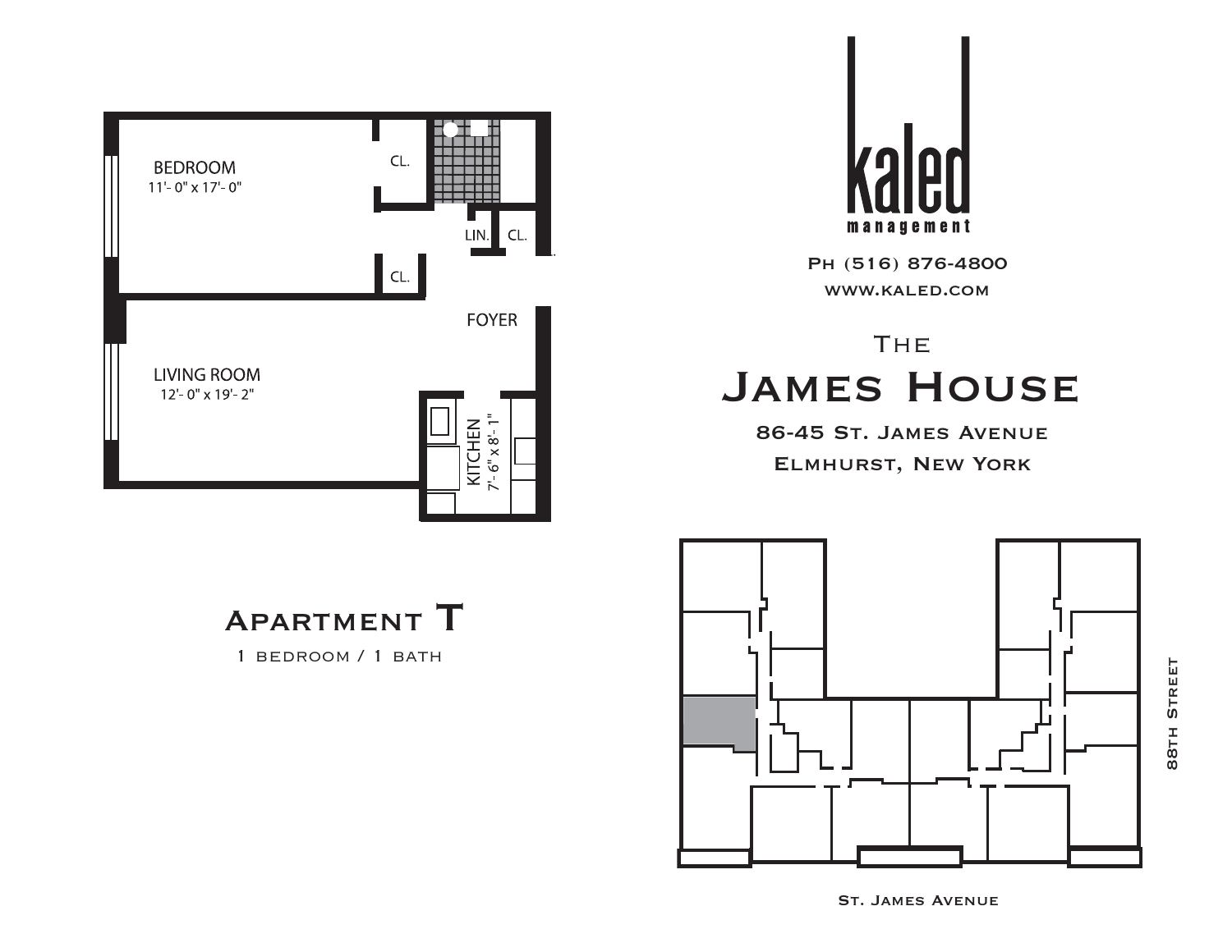BEDROOM
11'- 0" x 17'- 0"

CL.

LIN.

CL.

CL.

FOYER

LIVING ROOM
12'- 0" x 19'- 2"

KITCHEN
7'- 6" x 8'- 1"

## Apartment T

1 bedroom / 1 bath

kaled
management

Ph (516) 876-4800

www.kaled.com

# The
# James House

86-45 St. James Avenue

Elmhurst, New York

88th Street

St. James Avenue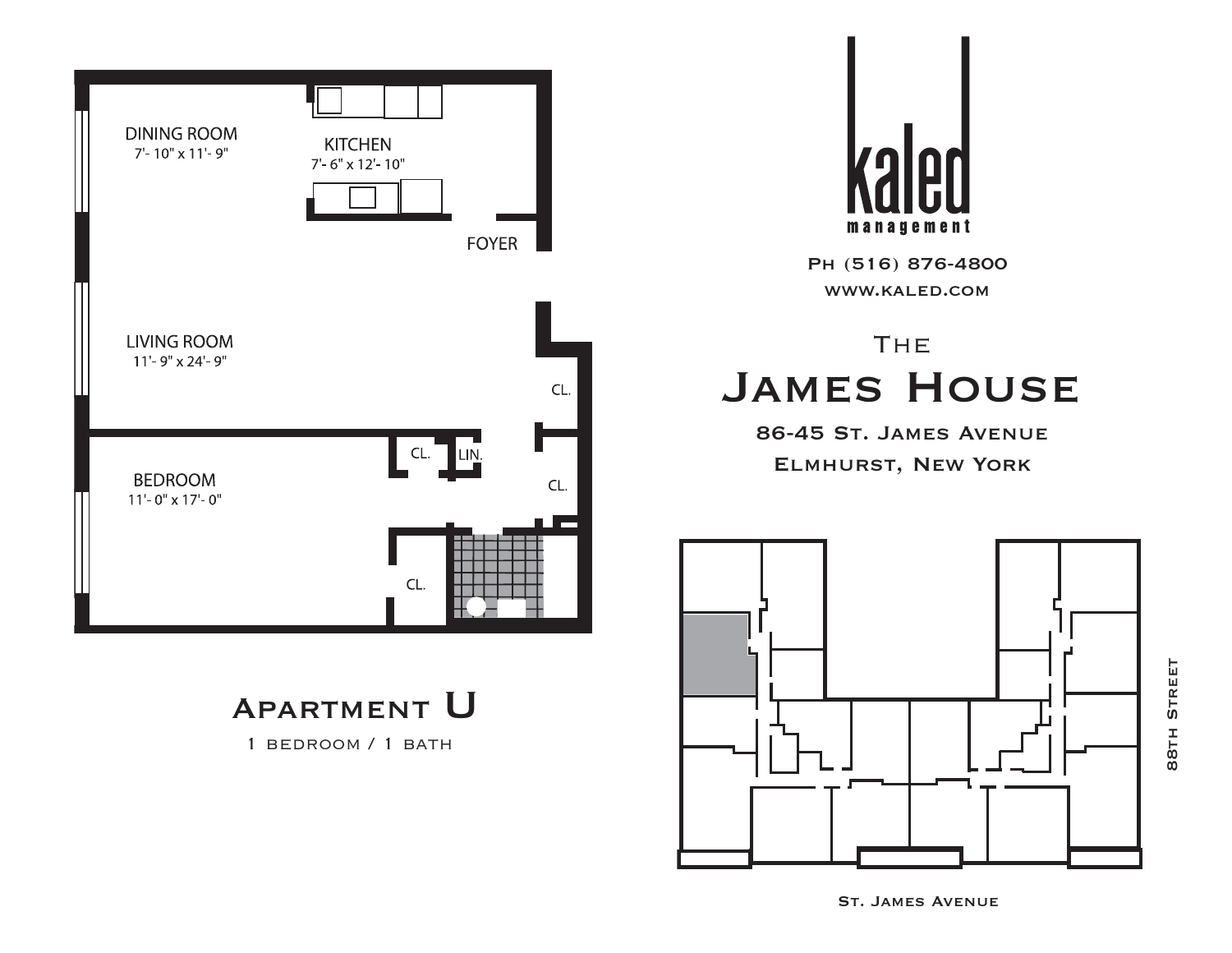DINING ROOM
7'- 10" x 11'- 9"

KITCHEN
7'- 6" x 12'- 10"

FOYER

LIVING ROOM
11'- 9" x 24'- 9"

CL.

CL.

LIN.

CL.

BEDROOM
11'- 0" x 17'- 0"

CL.

## Apartment U

1 bedroom / 1 bath

kaled
management

Ph (516) 876-4800
www.kaled.com

The
# James House

86-45 St. James Avenue
Elmhurst, New York

88th Street

St. James Avenue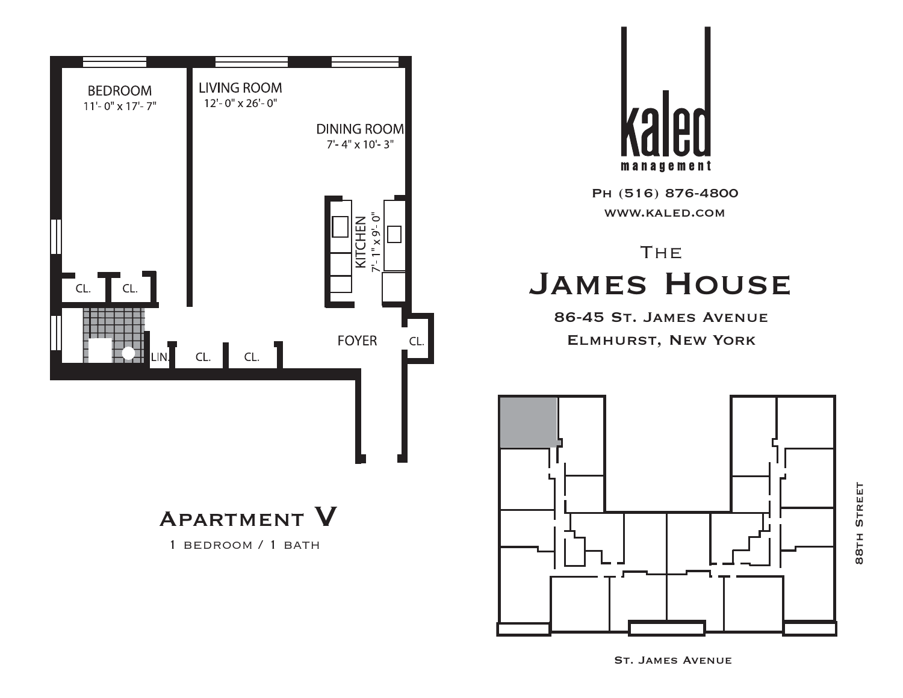BEDROOM
11'- 0" x 17'- 7"

LIVING ROOM
12'- 0" x 26'- 0"

DINING ROOM
7'- 4" x 10'- 3"

KITCHEN
7'- 1" x 9'- 0"

CL. CL.

LIN. CL. CL.

FOYER

CL.

# Apartment V

1 bedroom / 1 bath

kaled
management

Ph (516) 876-4800

www.kaled.com

## The James House

86-45 St. James Avenue

Elmhurst, New York

88th Street

St. James Avenue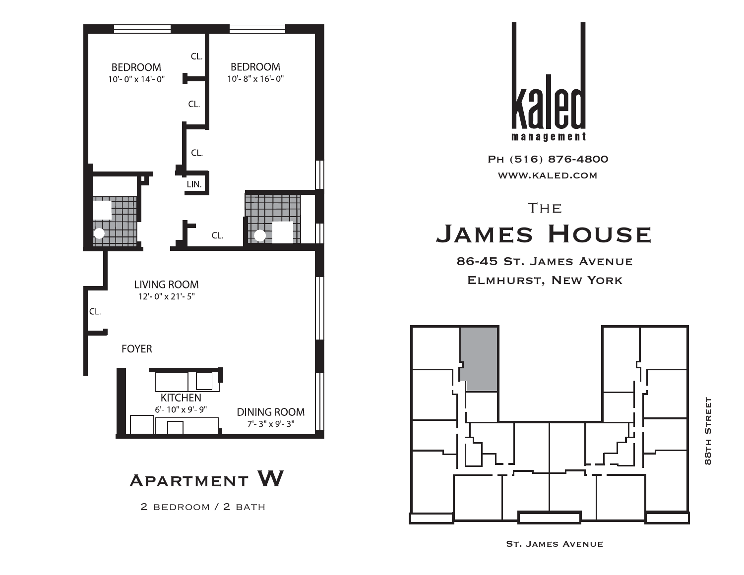BEDROOM
10'- 0" x 14'- 0"

BEDROOM
10'- 8" x 16'- 0"

CL.

CL.

CL.

LIN.

CL.

LIVING ROOM
12'- 0" x 21'- 5"

CL.

FOYER

KITCHEN
6'- 10" x 9'- 9"

DINING ROOM
7'- 3" x 9'- 3"

# Apartment W

2 bedroom / 2 bath

kaled
management

Ph (516) 876-4800
www.kaled.com

## The James House

86-45 St. James Avenue
Elmhurst, New York

88th Street

St. James Avenue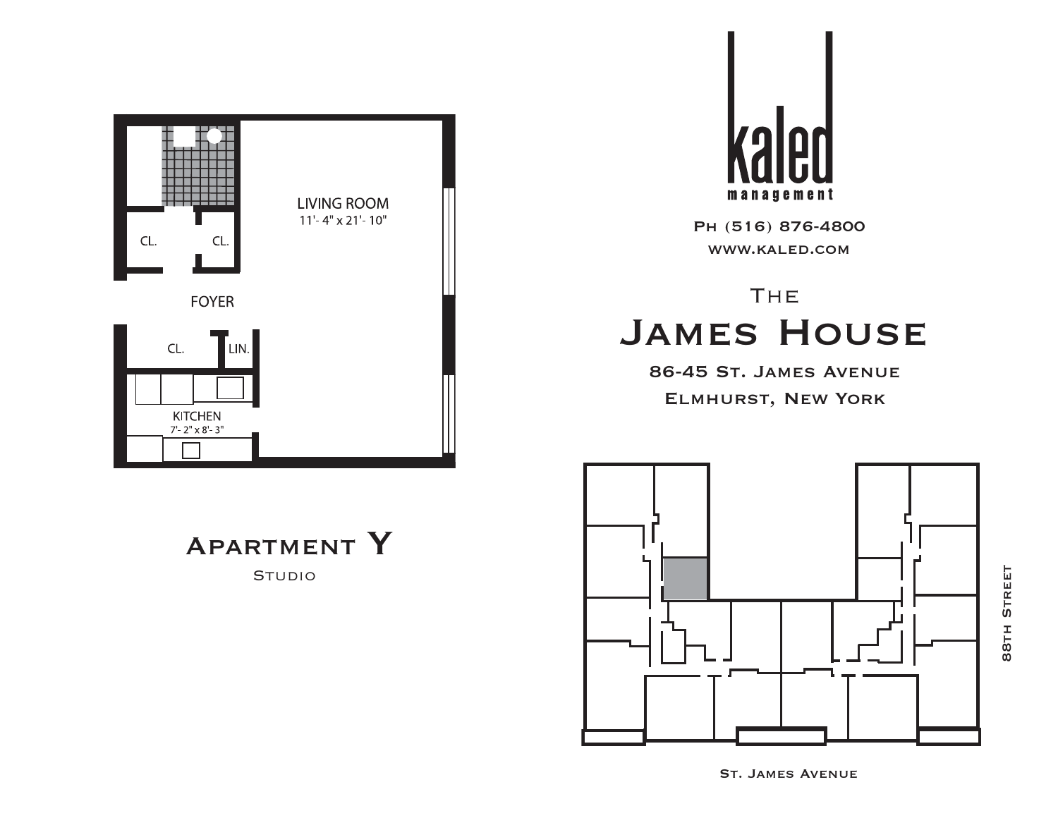LIVING ROOM
11'- 4" x 21'- 10"

CL.

CL.

FOYER

CL.

LIN.

KITCHEN
7'- 2" x 8'- 3"

# Apartment Y

Studio

kaled
management

Ph (516) 876-4800

www.kaled.com

## The James House

86-45 St. James Avenue

Elmhurst, New York

88th Street

St. James Avenue